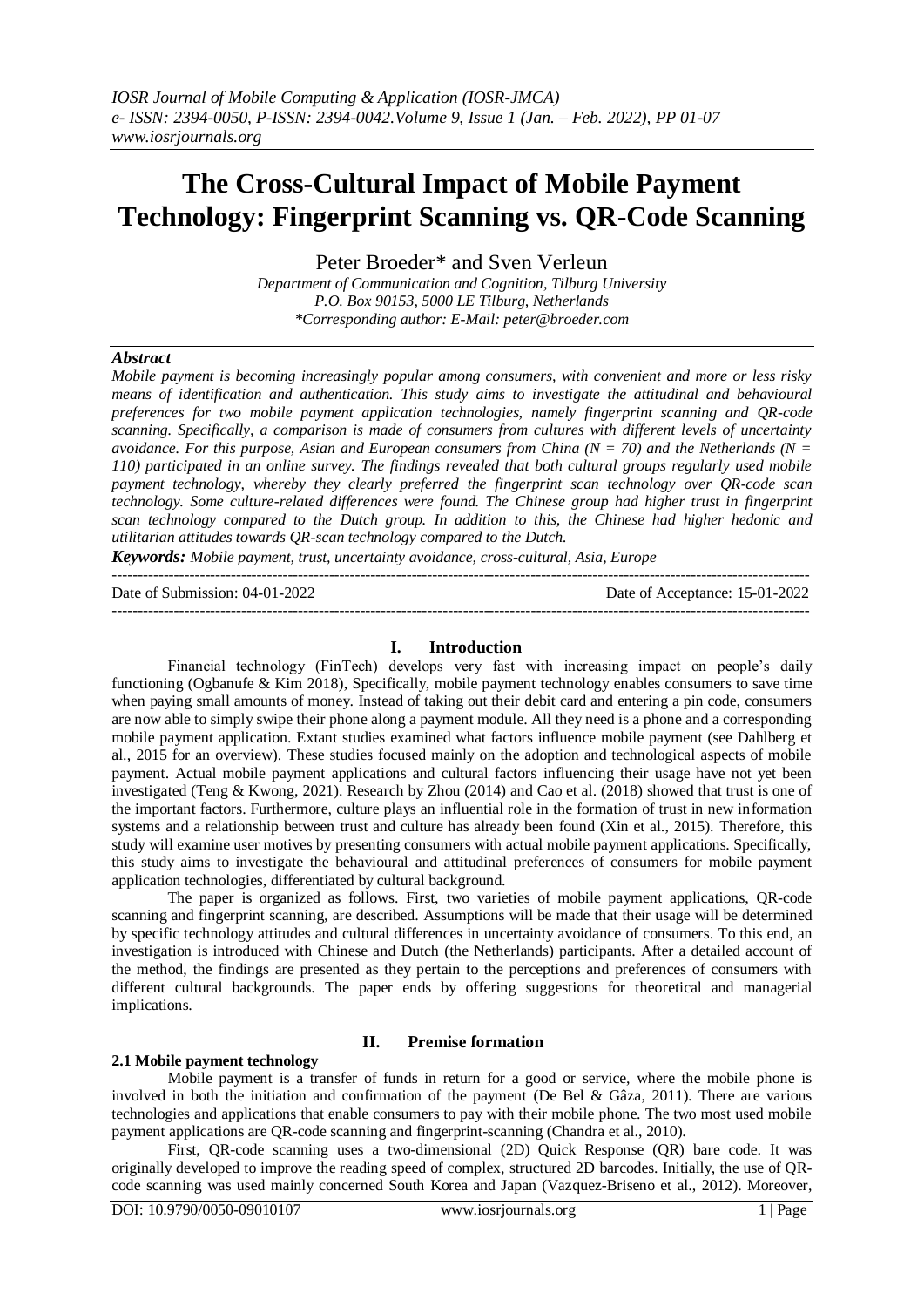# The Cross-Cultural Impact of Mobile Payment Technology: Fingerprint Scanning vs. QR-Code Scanning

Peter Broeder* and Sven Verleun

*Department of Communication and Cognition, Tilburg University*
*P.O. Box 90153, 5000 LE Tilburg, Netherlands*
*\*Corresponding author: E-Mail: peter@broeder.com*

***Abstract***

*Mobile payment is becoming increasingly popular among consumers, with convenient and more or less risky means of identification and authentication. This study aims to investigate the attitudinal and behavioural preferences for two mobile payment application technologies, namely fingerprint scanning and QR-code scanning. Specifically, a comparison is made of consumers from cultures with different levels of uncertainty avoidance. For this purpose, Asian and European consumers from China (N = 70) and the Netherlands (N = 110) participated in an online survey. The findings revealed that both cultural groups regularly used mobile payment technology, whereby they clearly preferred the fingerprint scan technology over QR-code scan technology. Some culture-related differences were found. The Chinese group had higher trust in fingerprint scan technology compared to the Dutch group. In addition to this, the Chinese had higher hedonic and utilitarian attitudes towards QR-scan technology compared to the Dutch.*

***Keywords:*** *Mobile payment, trust, uncertainty avoidance, cross-cultural, Asia, Europe*

Date of Submission: 04-01-2022 Date of Acceptance: 15-01-2022

## I. Introduction

Financial technology (FinTech) develops very fast with increasing impact on people's daily functioning (Ogbanufe & Kim 2018), Specifically, mobile payment technology enables consumers to save time when paying small amounts of money. Instead of taking out their debit card and entering a pin code, consumers are now able to simply swipe their phone along a payment module. All they need is a phone and a corresponding mobile payment application. Extant studies examined what factors influence mobile payment (see Dahlberg et al., 2015 for an overview). These studies focused mainly on the adoption and technological aspects of mobile payment. Actual mobile payment applications and cultural factors influencing their usage have not yet been investigated (Teng & Kwong, 2021). Research by Zhou (2014) and Cao et al. (2018) showed that trust is one of the important factors. Furthermore, culture plays an influential role in the formation of trust in new information systems and a relationship between trust and culture has already been found (Xin et al., 2015). Therefore, this study will examine user motives by presenting consumers with actual mobile payment applications. Specifically, this study aims to investigate the behavioural and attitudinal preferences of consumers for mobile payment application technologies, differentiated by cultural background.

The paper is organized as follows. First, two varieties of mobile payment applications, QR-code scanning and fingerprint scanning, are described. Assumptions will be made that their usage will be determined by specific technology attitudes and cultural differences in uncertainty avoidance of consumers. To this end, an investigation is introduced with Chinese and Dutch (the Netherlands) participants. After a detailed account of the method, the findings are presented as they pertain to the perceptions and preferences of consumers with different cultural backgrounds. The paper ends by offering suggestions for theoretical and managerial implications.

## II. Premise formation

### 2.1 Mobile payment technology

Mobile payment is a transfer of funds in return for a good or service, where the mobile phone is involved in both the initiation and confirmation of the payment (De Bel & Gâza, 2011). There are various technologies and applications that enable consumers to pay with their mobile phone. The two most used mobile payment applications are QR-code scanning and fingerprint-scanning (Chandra et al., 2010).

First, QR-code scanning uses a two-dimensional (2D) Quick Response (QR) bare code. It was originally developed to improve the reading speed of complex, structured 2D barcodes. Initially, the use of QR-code scanning was used mainly concerned South Korea and Japan (Vazquez-Briseno et al., 2012). Moreover,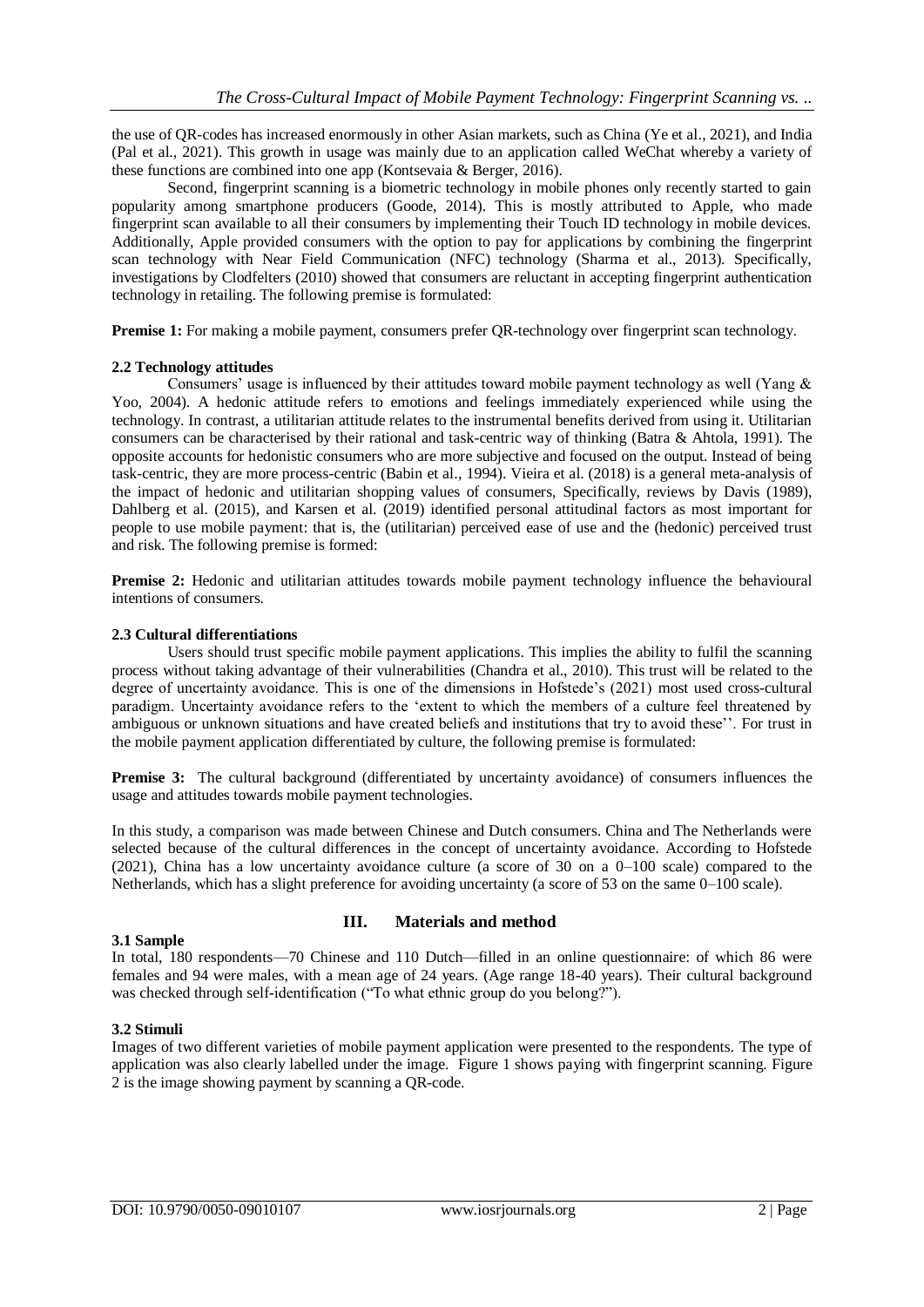the use of QR-codes has increased enormously in other Asian markets, such as China (Ye et al., 2021), and India (Pal et al., 2021). This growth in usage was mainly due to an application called WeChat whereby a variety of these functions are combined into one app (Kontsevaia & Berger, 2016).

Second, fingerprint scanning is a biometric technology in mobile phones only recently started to gain popularity among smartphone producers (Goode, 2014). This is mostly attributed to Apple, who made fingerprint scan available to all their consumers by implementing their Touch ID technology in mobile devices. Additionally, Apple provided consumers with the option to pay for applications by combining the fingerprint scan technology with Near Field Communication (NFC) technology (Sharma et al., 2013). Specifically, investigations by Clodfelters (2010) showed that consumers are reluctant in accepting fingerprint authentication technology in retailing. The following premise is formulated:

**Premise 1:** For making a mobile payment, consumers prefer QR-technology over fingerprint scan technology.

### 2.2 Technology attitudes

Consumers' usage is influenced by their attitudes toward mobile payment technology as well (Yang & Yoo, 2004). A hedonic attitude refers to emotions and feelings immediately experienced while using the technology. In contrast, a utilitarian attitude relates to the instrumental benefits derived from using it. Utilitarian consumers can be characterised by their rational and task-centric way of thinking (Batra & Ahtola, 1991). The opposite accounts for hedonistic consumers who are more subjective and focused on the output. Instead of being task-centric, they are more process-centric (Babin et al., 1994). Vieira et al. (2018) is a general meta-analysis of the impact of hedonic and utilitarian shopping values of consumers, Specifically, reviews by Davis (1989), Dahlberg et al. (2015), and Karsen et al. (2019) identified personal attitudinal factors as most important for people to use mobile payment: that is, the (utilitarian) perceived ease of use and the (hedonic) perceived trust and risk. The following premise is formed:

**Premise 2:** Hedonic and utilitarian attitudes towards mobile payment technology influence the behavioural intentions of consumers.

### 2.3 Cultural differentiations

Users should trust specific mobile payment applications. This implies the ability to fulfil the scanning process without taking advantage of their vulnerabilities (Chandra et al., 2010). This trust will be related to the degree of uncertainty avoidance. This is one of the dimensions in Hofstede's (2021) most used cross-cultural paradigm. Uncertainty avoidance refers to the 'extent to which the members of a culture feel threatened by ambiguous or unknown situations and have created beliefs and institutions that try to avoid these''. For trust in the mobile payment application differentiated by culture, the following premise is formulated:

**Premise 3:** The cultural background (differentiated by uncertainty avoidance) of consumers influences the usage and attitudes towards mobile payment technologies.

In this study, a comparison was made between Chinese and Dutch consumers. China and The Netherlands were selected because of the cultural differences in the concept of uncertainty avoidance. According to Hofstede (2021), China has a low uncertainty avoidance culture (a score of 30 on a 0–100 scale) compared to the Netherlands, which has a slight preference for avoiding uncertainty (a score of 53 on the same 0–100 scale).

## III. Materials and method

### 3.1 Sample

In total, 180 respondents—70 Chinese and 110 Dutch—filled in an online questionnaire: of which 86 were females and 94 were males, with a mean age of 24 years. (Age range 18-40 years). Their cultural background was checked through self-identification ("To what ethnic group do you belong?").

### 3.2 Stimuli

Images of two different varieties of mobile payment application were presented to the respondents. The type of application was also clearly labelled under the image. Figure 1 shows paying with fingerprint scanning. Figure 2 is the image showing payment by scanning a QR-code.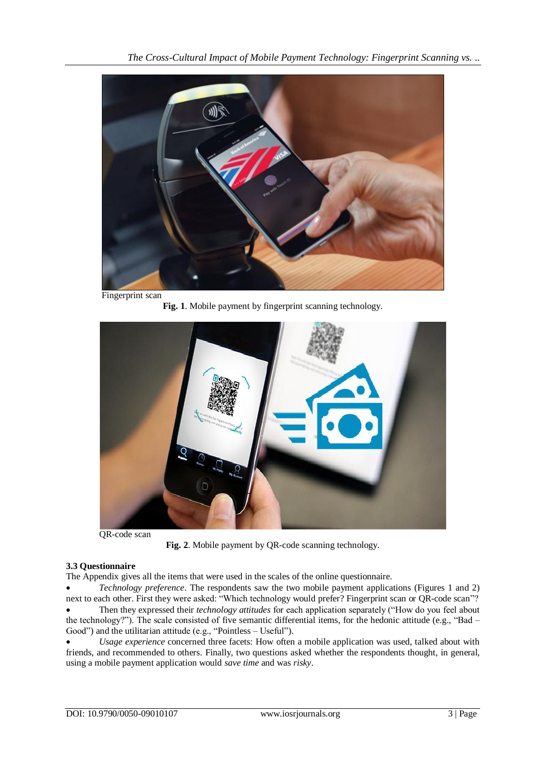Fingerprint scan

**Fig. 1**. Mobile payment by fingerprint scanning technology.

QR-code scan

**Fig. 2**. Mobile payment by QR-code scanning technology.

### 3.3 Questionnaire

The Appendix gives all the items that were used in the scales of the online questionnaire.

- *Technology preference*. The respondents saw the two mobile payment applications (Figures 1 and 2) next to each other. First they were asked: "Which technology would prefer? Fingerprint scan or QR-code scan"?
- Then they expressed their *technology attitudes* for each application separately ("How do you feel about the technology?"). The scale consisted of five semantic differential items, for the hedonic attitude (e.g., "Bad – Good") and the utilitarian attitude (e.g., "Pointless – Useful").
- *Usage experience* concerned three facets: How often a mobile application was used, talked about with friends, and recommended to others. Finally, two questions asked whether the respondents thought, in general, using a mobile payment application would *save time* and was *risky*.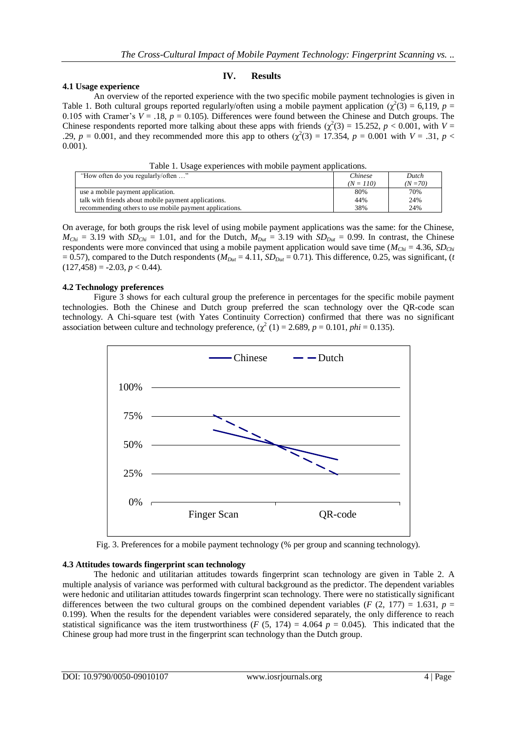## IV. Results

### 4.1 Usage experience

An overview of the reported experience with the two specific mobile payment technologies is given in Table 1. Both cultural groups reported regularly/often using a mobile payment application ($\chi^2(3)$ = 6,119, $p$ = 0.105 with Cramer's $V$ = .18, $p$ = 0.105). Differences were found between the Chinese and Dutch groups. The Chinese respondents reported more talking about these apps with friends ($\chi^2(3)$ = 15.252, $p$ < 0.001, with $V$ = .29, $p$ = 0.001, and they recommended more this app to others ($\chi^2(3)$ = 17.354, $p$ = 0.001 with $V$ = .31, $p$ < 0.001).

Table 1. Usage experiences with mobile payment applications.

| "How often do you regularly/often …" | *Chinese* *(N = 110)* | *Dutch* *(N =70)* |
|---|---|---|
| use a mobile payment application. | 80% | 70% |
| talk with friends about mobile payment applications. | 44% | 24% |
| recommending others to use mobile payment applications. | 38% | 24% |

On average, for both groups the risk level of using mobile payment applications was the same: for the Chinese, $M_{Chi}$ = 3.19 with $SD_{Chi}$ = 1.01, and for the Dutch, $M_{Dut}$ = 3.19 with $SD_{Dut}$ = 0.99. In contrast, the Chinese respondents were more convinced that using a mobile payment application would save time ($M_{Chi}$ = 4.36, $SD_{Chi}$ = 0.57), compared to the Dutch respondents ($M_{Dut}$ = 4.11, $SD_{Dut}$ = 0.71). This difference, 0.25, was significant, ($t$ (127,458) = -2.03, $p$ < 0.44).

### 4.2 Technology preferences

Figure 3 shows for each cultural group the preference in percentages for the specific mobile payment technologies. Both the Chinese and Dutch group preferred the scan technology over the QR-code scan technology. A Chi-square test (with Yates Continuity Correction) confirmed that there was no significant association between culture and technology preference, ($\chi^2$ (1) = 2.689, $p$ = 0.101, $phi$ = 0.135).

Fig. 3. Preferences for a mobile payment technology (% per group and scanning technology).

### 4.3 Attitudes towards fingerprint scan technology

The hedonic and utilitarian attitudes towards fingerprint scan technology are given in Table 2. A multiple analysis of variance was performed with cultural background as the predictor. The dependent variables were hedonic and utilitarian attitudes towards fingerprint scan technology. There were no statistically significant differences between the two cultural groups on the combined dependent variables ($F$ (2, 177) = 1.631, $p$ = 0.199). When the results for the dependent variables were considered separately, the only difference to reach statistical significance was the item trustworthiness ($F$ (5, 174) = 4.064 $p$ = 0.045). This indicated that the Chinese group had more trust in the fingerprint scan technology than the Dutch group.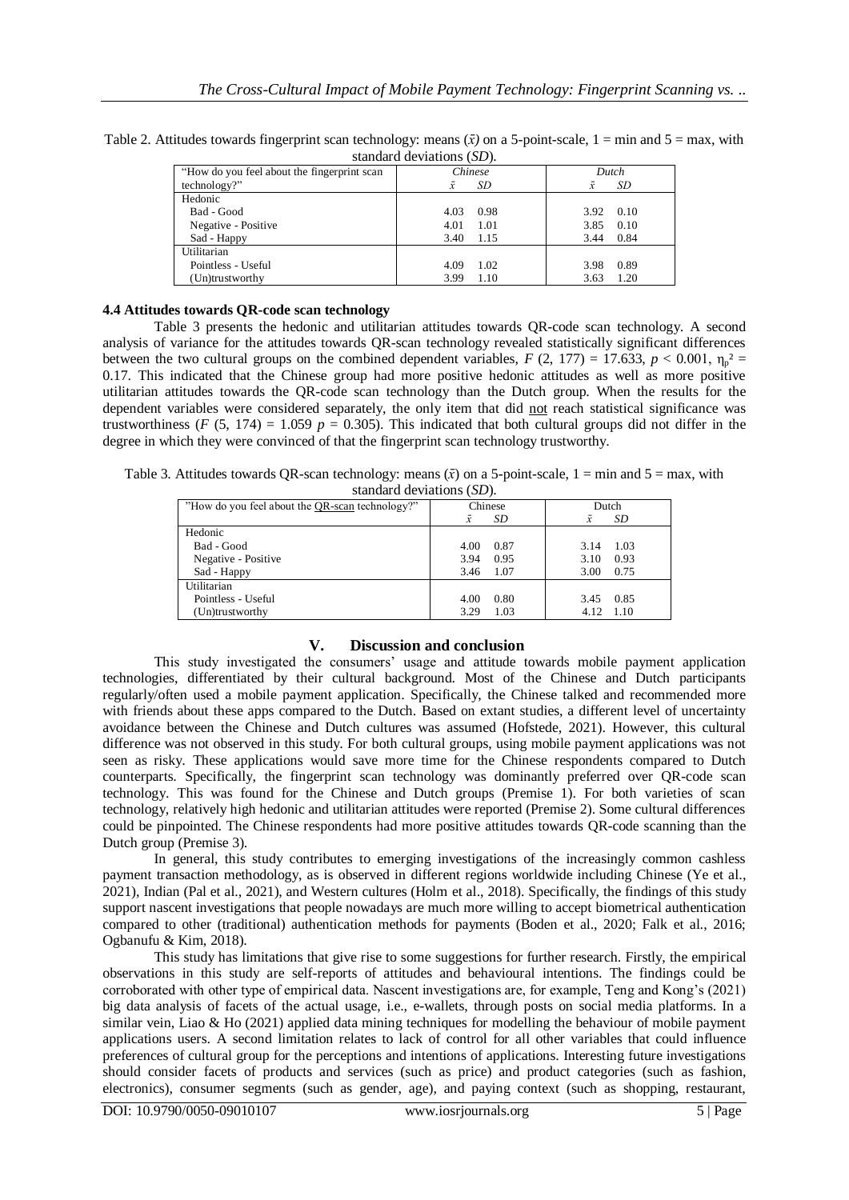Table 2. Attitudes towards fingerprint scan technology: means ($\bar{x}$) on a 5-point-scale, 1 = min and 5 = max, with standard deviations (*SD*).

| "How do you feel about the fingerprint scan technology?" | *Chinese* $\bar{x}$ | *SD* | *Dutch* $\bar{x}$ | *SD* |
|---|---|---|---|---|
| Hedonic | | | | |
| Bad - Good | 4.03 | 0.98 | 3.92 | 0.10 |
| Negative - Positive | 4.01 | 1.01 | 3.85 | 0.10 |
| Sad - Happy | 3.40 | 1.15 | 3.44 | 0.84 |
| Utilitarian | | | | |
| Pointless - Useful | 4.09 | 1.02 | 3.98 | 0.89 |
| (Un)trustworthy | 3.99 | 1.10 | 3.63 | 1.20 |

### 4.4 Attitudes towards QR-code scan technology

Table 3 presents the hedonic and utilitarian attitudes towards QR-code scan technology. A second analysis of variance for the attitudes towards QR-scan technology revealed statistically significant differences between the two cultural groups on the combined dependent variables, $F$ (2, 177) = 17.633, $p < 0.001$, $\eta_p^2 = 0.17$. This indicated that the Chinese group had more positive hedonic attitudes as well as more positive utilitarian attitudes towards the QR-code scan technology than the Dutch group. When the results for the dependent variables were considered separately, the only item that did not reach statistical significance was trustworthiness ($F$ (5, 174) = 1.059 $p = 0.305$). This indicated that both cultural groups did not differ in the degree in which they were convinced of that the fingerprint scan technology trustworthy.

Table 3. Attitudes towards QR-scan technology: means ($\bar{x}$) on a 5-point-scale, 1 = min and 5 = max, with standard deviations (*SD*).

| "How do you feel about the QR-scan technology?" | Chinese $\bar{x}$ | *SD* | Dutch $\bar{x}$ | *SD* |
|---|---|---|---|---|
| Hedonic | | | | |
| Bad - Good | 4.00 | 0.87 | 3.14 | 1.03 |
| Negative - Positive | 3.94 | 0.95 | 3.10 | 0.93 |
| Sad - Happy | 3.46 | 1.07 | 3.00 | 0.75 |
| Utilitarian | | | | |
| Pointless - Useful | 4.00 | 0.80 | 3.45 | 0.85 |
| (Un)trustworthy | 3.29 | 1.03 | 4.12 | 1.10 |

## V. Discussion and conclusion

This study investigated the consumers' usage and attitude towards mobile payment application technologies, differentiated by their cultural background. Most of the Chinese and Dutch participants regularly/often used a mobile payment application. Specifically, the Chinese talked and recommended more with friends about these apps compared to the Dutch. Based on extant studies, a different level of uncertainty avoidance between the Chinese and Dutch cultures was assumed (Hofstede, 2021). However, this cultural difference was not observed in this study. For both cultural groups, using mobile payment applications was not seen as risky. These applications would save more time for the Chinese respondents compared to Dutch counterparts. Specifically, the fingerprint scan technology was dominantly preferred over QR-code scan technology. This was found for the Chinese and Dutch groups (Premise 1). For both varieties of scan technology, relatively high hedonic and utilitarian attitudes were reported (Premise 2). Some cultural differences could be pinpointed. The Chinese respondents had more positive attitudes towards QR-code scanning than the Dutch group (Premise 3).

In general, this study contributes to emerging investigations of the increasingly common cashless payment transaction methodology, as is observed in different regions worldwide including Chinese (Ye et al., 2021), Indian (Pal et al., 2021), and Western cultures (Holm et al., 2018). Specifically, the findings of this study support nascent investigations that people nowadays are much more willing to accept biometrical authentication compared to other (traditional) authentication methods for payments (Boden et al., 2020; Falk et al., 2016; Ogbanufu & Kim, 2018).

This study has limitations that give rise to some suggestions for further research. Firstly, the empirical observations in this study are self-reports of attitudes and behavioural intentions. The findings could be corroborated with other type of empirical data. Nascent investigations are, for example, Teng and Kong's (2021) big data analysis of facets of the actual usage, i.e., e-wallets, through posts on social media platforms. In a similar vein, Liao & Ho (2021) applied data mining techniques for modelling the behaviour of mobile payment applications users. A second limitation relates to lack of control for all other variables that could influence preferences of cultural group for the perceptions and intentions of applications. Interesting future investigations should consider facets of products and services (such as price) and product categories (such as fashion, electronics), consumer segments (such as gender, age), and paying context (such as shopping, restaurant,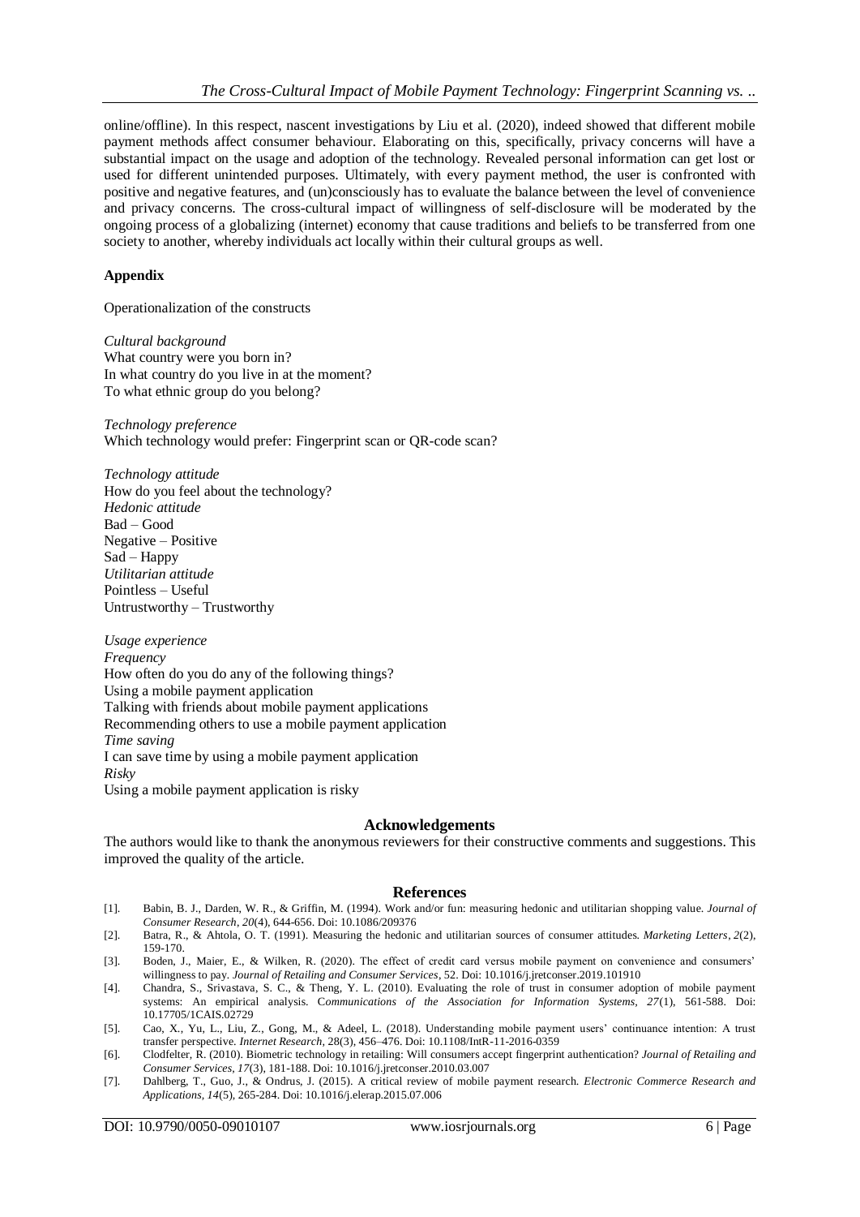online/offline). In this respect, nascent investigations by Liu et al. (2020), indeed showed that different mobile payment methods affect consumer behaviour. Elaborating on this, specifically, privacy concerns will have a substantial impact on the usage and adoption of the technology. Revealed personal information can get lost or used for different unintended purposes. Ultimately, with every payment method, the user is confronted with positive and negative features, and (un)consciously has to evaluate the balance between the level of convenience and privacy concerns. The cross-cultural impact of willingness of self-disclosure will be moderated by the ongoing process of a globalizing (internet) economy that cause traditions and beliefs to be transferred from one society to another, whereby individuals act locally within their cultural groups as well.

**Appendix**

Operationalization of the constructs

*Cultural background*
What country were you born in?
In what country do you live in at the moment?
To what ethnic group do you belong?

*Technology preference*
Which technology would prefer: Fingerprint scan or QR-code scan?

*Technology attitude*
How do you feel about the technology?
*Hedonic attitude*
Bad – Good
Negative – Positive
Sad – Happy
*Utilitarian attitude*
Pointless – Useful
Untrustworthy – Trustworthy

*Usage experience*
*Frequency*
How often do you do any of the following things?
Using a mobile payment application
Talking with friends about mobile payment applications
Recommending others to use a mobile payment application
*Time saving*
I can save time by using a mobile payment application
*Risky*
Using a mobile payment application is risky

## Acknowledgements

The authors would like to thank the anonymous reviewers for their constructive comments and suggestions. This improved the quality of the article.

## References

[1]. Babin, B. J., Darden, W. R., & Griffin, M. (1994). Work and/or fun: measuring hedonic and utilitarian shopping value. *Journal of Consumer Research*, *20*(4), 644-656. Doi: 10.1086/209376

[2]. Batra, R., & Ahtola, O. T. (1991). Measuring the hedonic and utilitarian sources of consumer attitudes. *Marketing Letters*, *2*(2), 159-170.

[3]. Boden, J., Maier, E., & Wilken, R. (2020). The effect of credit card versus mobile payment on convenience and consumers' willingness to pay. *Journal of Retailing and Consumer Services*, 52. Doi: 10.1016/j.jretconser.2019.101910

[4]. Chandra, S., Srivastava, S. C., & Theng, Y. L. (2010). Evaluating the role of trust in consumer adoption of mobile payment systems: An empirical analysis. *Communications of the Association for Information Systems*, *27*(1), 561-588. Doi: 10.17705/1CAIS.02729

[5]. Cao, X., Yu, L., Liu, Z., Gong, M., & Adeel, L. (2018). Understanding mobile payment users' continuance intention: A trust transfer perspective. *Internet Research*, 28(3), 456–476. Doi: 10.1108/IntR-11-2016-0359

[6]. Clodfelter, R. (2010). Biometric technology in retailing: Will consumers accept fingerprint authentication? *Journal of Retailing and Consumer Services*, *17*(3), 181-188. Doi: 10.1016/j.jretconser.2010.03.007

[7]. Dahlberg, T., Guo, J., & Ondrus, J. (2015). A critical review of mobile payment research. *Electronic Commerce Research and Applications*, *14*(5), 265-284. Doi: 10.1016/j.elerap.2015.07.006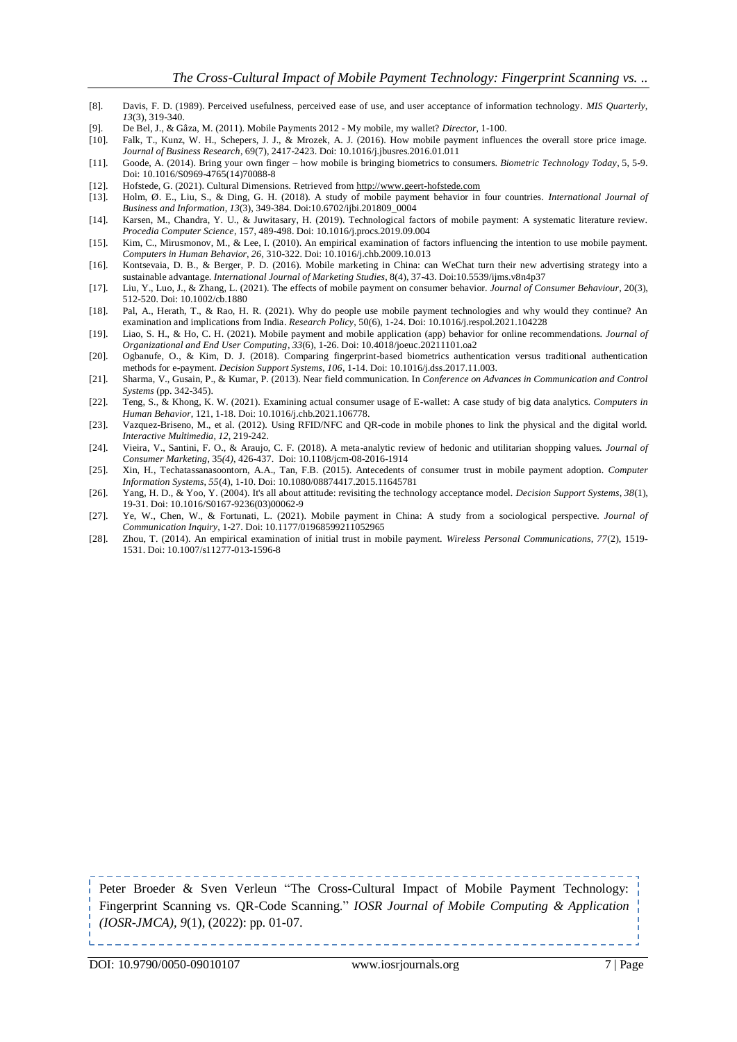[8]. Davis, F. D. (1989). Perceived usefulness, perceived ease of use, and user acceptance of information technology. *MIS Quarterly*, *13*(3), 319-340.

[9]. De Bel, J., & Gâza, M. (2011). Mobile Payments 2012 - My mobile, my wallet? *Director*, 1-100.

[10]. Falk, T., Kunz, W. H., Schepers, J. J., & Mrozek, A. J. (2016). How mobile payment influences the overall store price image. *Journal of Business Research*, 69(7), 2417-2423. Doi: 10.1016/j.jbusres.2016.01.011

[11]. Goode, A. (2014). Bring your own finger – how mobile is bringing biometrics to consumers. *Biometric Technology Today*, 5, 5-9. Doi: 10.1016/S0969-4765(14)70088-8

[12]. Hofstede, G. (2021). Cultural Dimensions. Retrieved from http://www.geert-hofstede.com

[13]. Holm, Ø. E., Liu, S., & Ding, G. H. (2018). A study of mobile payment behavior in four countries. *International Journal of Business and Information*, *13*(3), 349-384. Doi:10.6702/ijbi.201809_0004

[14]. Karsen, M., Chandra, Y. U., & Juwitasary, H. (2019). Technological factors of mobile payment: A systematic literature review. *Procedia Computer Science*, 157, 489-498. Doi: 10.1016/j.procs.2019.09.004

[15]. Kim, C., Mirusmonov, M., & Lee, I. (2010). An empirical examination of factors influencing the intention to use mobile payment. *Computers in Human Behavior*, *26*, 310-322. Doi: 10.1016/j.chb.2009.10.013

[16]. Kontsevaia, D. B., & Berger, P. D. (2016). Mobile marketing in China: can WeChat turn their new advertising strategy into a sustainable advantage. *International Journal of Marketing Studies*, 8(4), 37-43. Doi:10.5539/ijms.v8n4p37

[17]. Liu, Y., Luo, J., & Zhang, L. (2021). The effects of mobile payment on consumer behavior. *Journal of Consumer Behaviour*, 20(3), 512-520. Doi: 10.1002/cb.1880

[18]. Pal, A., Herath, T., & Rao, H. R. (2021). Why do people use mobile payment technologies and why would they continue? An examination and implications from India. *Research Policy*, 50(6), 1-24. Doi: 10.1016/j.respol.2021.104228

[19]. Liao, S. H., & Ho, C. H. (2021). Mobile payment and mobile application (app) behavior for online recommendations. *Journal of Organizational and End User Computing*, *33*(6), 1-26. Doi: 10.4018/joeuc.20211101.oa2

[20]. Ogbanufe, O., & Kim, D. J. (2018). Comparing fingerprint-based biometrics authentication versus traditional authentication methods for e-payment. *Decision Support Systems*, *106*, 1-14. Doi: 10.1016/j.dss.2017.11.003.

[21]. Sharma, V., Gusain, P., & Kumar, P. (2013). Near field communication. In *Conference on Advances in Communication and Control Systems* (pp. 342-345).

[22]. Teng, S., & Khong, K. W. (2021). Examining actual consumer usage of E-wallet: A case study of big data analytics. *Computers in Human Behavior*, 121, 1-18. Doi: 10.1016/j.chb.2021.106778.

[23]. Vazquez-Briseno, M., et al. (2012). Using RFID/NFC and QR-code in mobile phones to link the physical and the digital world. *Interactive Multimedia*, *12*, 219-242.

[24]. Vieira, V., Santini, F. O., & Araujo, C. F. (2018). A meta-analytic review of hedonic and utilitarian shopping values. *Journal of Consumer Marketing*, 35*(4)*, 426-437. Doi: 10.1108/jcm-08-2016-1914

[25]. Xin, H., Techatassanasoontorn, A.A., Tan, F.B. (2015). Antecedents of consumer trust in mobile payment adoption. *Computer Information Systems*, *55*(4), 1-10. Doi: 10.1080/08874417.2015.11645781

[26]. Yang, H. D., & Yoo, Y. (2004). It's all about attitude: revisiting the technology acceptance model. *Decision Support Systems*, *38*(1), 19-31. Doi: 10.1016/S0167-9236(03)00062-9

[27]. Ye, W., Chen, W., & Fortunati, L. (2021). Mobile payment in China: A study from a sociological perspective. *Journal of Communication Inquiry*, 1-27. Doi: 10.1177/01968599211052965

[28]. Zhou, T. (2014). An empirical examination of initial trust in mobile payment. *Wireless Personal Communications*, *77*(2), 1519-1531. Doi: 10.1007/s11277-013-1596-8

Peter Broeder & Sven Verleun "The Cross-Cultural Impact of Mobile Payment Technology: Fingerprint Scanning vs. QR-Code Scanning." *IOSR Journal of Mobile Computing & Application (IOSR-JMCA)*, *9*(1), (2022): pp. 01-07.